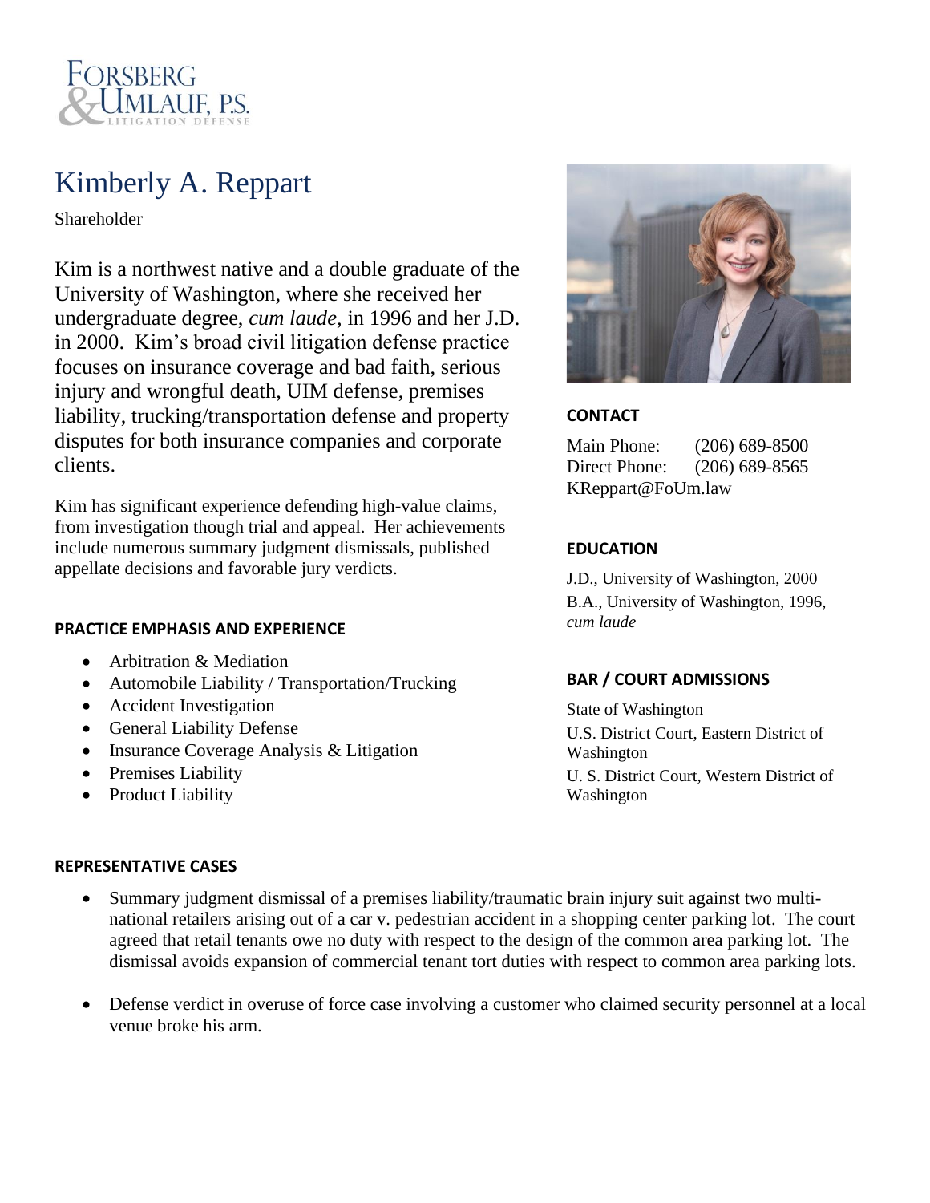FORSBERG & UMLAUF, P.S.
LITIGATION DEFENSE

# Kimberly A. Reppart

Shareholder

Kim is a northwest native and a double graduate of the University of Washington, where she received her undergraduate degree, *cum laude,* in 1996 and her J.D. in 2000. Kim's broad civil litigation defense practice focuses on insurance coverage and bad faith, serious injury and wrongful death, UIM defense, premises liability, trucking/transportation defense and property disputes for both insurance companies and corporate clients.

Kim has significant experience defending high-value claims, from investigation though trial and appeal. Her achievements include numerous summary judgment dismissals, published appellate decisions and favorable jury verdicts.

### CONTACT

Main Phone: (206) 689-8500
Direct Phone: (206) 689-8565
KReppart@FoUm.law

### EDUCATION

J.D., University of Washington, 2000
B.A., University of Washington, 1996, *cum laude*

### BAR / COURT ADMISSIONS

State of Washington
U.S. District Court, Eastern District of Washington
U. S. District Court, Western District of Washington

### PRACTICE EMPHASIS AND EXPERIENCE

- Arbitration & Mediation
- Automobile Liability / Transportation/Trucking
- Accident Investigation
- General Liability Defense
- Insurance Coverage Analysis & Litigation
- Premises Liability
- Product Liability

### REPRESENTATIVE CASES

- Summary judgment dismissal of a premises liability/traumatic brain injury suit against two multi-national retailers arising out of a car v. pedestrian accident in a shopping center parking lot. The court agreed that retail tenants owe no duty with respect to the design of the common area parking lot. The dismissal avoids expansion of commercial tenant tort duties with respect to common area parking lots.

- Defense verdict in overuse of force case involving a customer who claimed security personnel at a local venue broke his arm.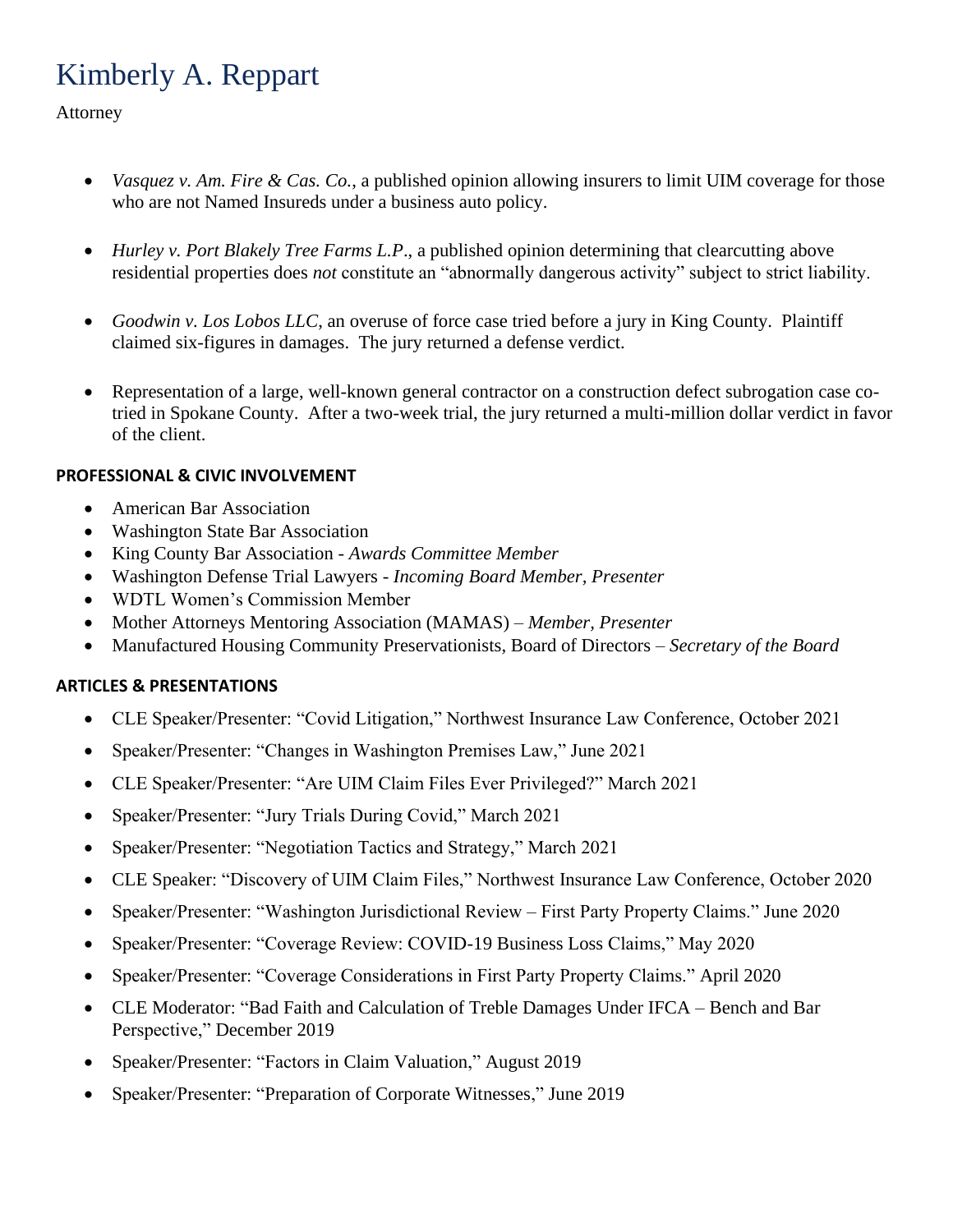# Kimberly A. Reppart

Attorney

- *Vasquez v. Am. Fire & Cas. Co.*, a published opinion allowing insurers to limit UIM coverage for those who are not Named Insureds under a business auto policy.
- *Hurley v. Port Blakely Tree Farms L.P*., a published opinion determining that clearcutting above residential properties does *not* constitute an "abnormally dangerous activity" subject to strict liability.
- *Goodwin v. Los Lobos LLC*, an overuse of force case tried before a jury in King County. Plaintiff claimed six-figures in damages. The jury returned a defense verdict.
- Representation of a large, well-known general contractor on a construction defect subrogation case co-tried in Spokane County. After a two-week trial, the jury returned a multi-million dollar verdict in favor of the client.

**PROFESSIONAL & CIVIC INVOLVEMENT**

- American Bar Association
- Washington State Bar Association
- King County Bar Association - *Awards Committee Member*
- Washington Defense Trial Lawyers - *Incoming Board Member, Presenter*
- WDTL Women's Commission Member
- Mother Attorneys Mentoring Association (MAMAS) – *Member, Presenter*
- Manufactured Housing Community Preservationists, Board of Directors – *Secretary of the Board*

**ARTICLES & PRESENTATIONS**

- CLE Speaker/Presenter: "Covid Litigation," Northwest Insurance Law Conference, October 2021
- Speaker/Presenter: "Changes in Washington Premises Law," June 2021
- CLE Speaker/Presenter: "Are UIM Claim Files Ever Privileged?" March 2021
- Speaker/Presenter: "Jury Trials During Covid," March 2021
- Speaker/Presenter: "Negotiation Tactics and Strategy," March 2021
- CLE Speaker: "Discovery of UIM Claim Files," Northwest Insurance Law Conference, October 2020
- Speaker/Presenter: "Washington Jurisdictional Review – First Party Property Claims." June 2020
- Speaker/Presenter: "Coverage Review: COVID-19 Business Loss Claims," May 2020
- Speaker/Presenter: "Coverage Considerations in First Party Property Claims." April 2020
- CLE Moderator: "Bad Faith and Calculation of Treble Damages Under IFCA – Bench and Bar Perspective," December 2019
- Speaker/Presenter: "Factors in Claim Valuation," August 2019
- Speaker/Presenter: "Preparation of Corporate Witnesses," June 2019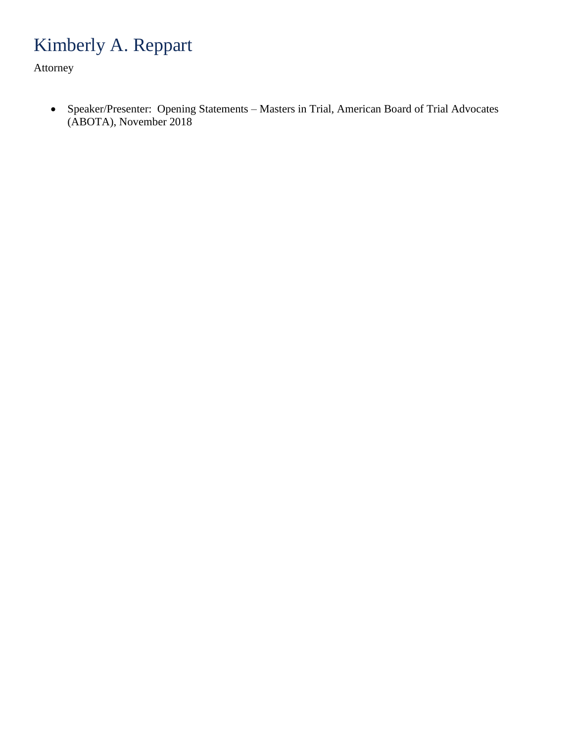# Kimberly A. Reppart

Attorney

- Speaker/Presenter: Opening Statements – Masters in Trial, American Board of Trial Advocates (ABOTA), November 2018